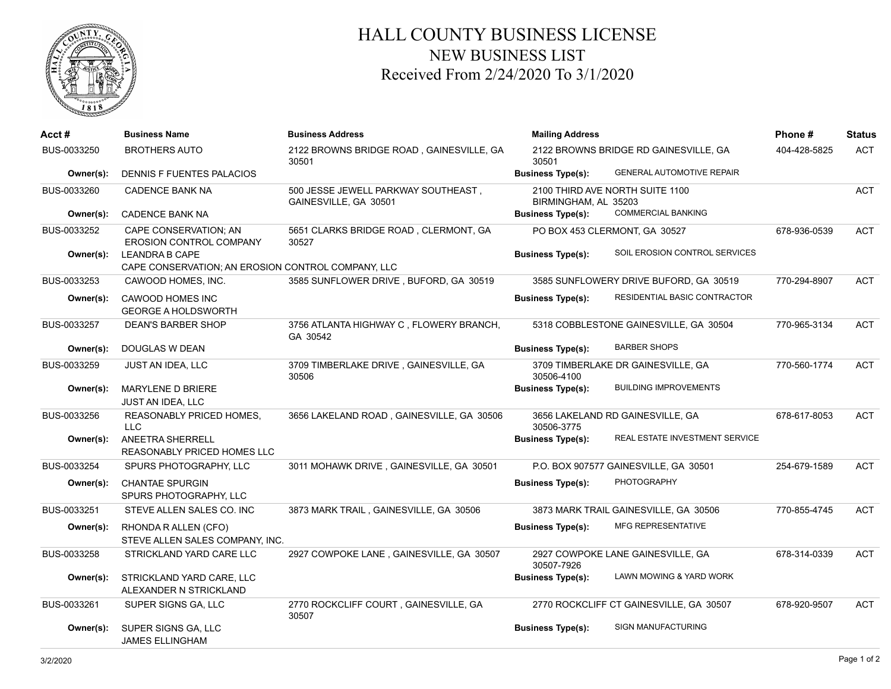# HALL COUNTY BUSINESS LICENSE

## NEW BUSINESS LIST

### Received From 2/24/2020 To 3/1/2020

| Acct # | Business Name | Business Address | Mailing Address | | Phone # | Status |
|---|---|---|---|---|---|---|
| BUS-0033250 | BROTHERS AUTO | 2122 BROWNS BRIDGE ROAD , GAINESVILLE, GA 30501 | 2122 BROWNS BRIDGE RD GAINESVILLE, GA 30501 | | 404-428-5825 | ACT |
| **Owner(s):** | DENNIS F FUENTES PALACIOS | | **Business Type(s):** | GENERAL AUTOMOTIVE REPAIR | | |
| BUS-0033260 | CADENCE BANK NA | 500 JESSE JEWELL PARKWAY SOUTHEAST , GAINESVILLE, GA 30501 | 2100 THIRD AVE NORTH SUITE 1100 BIRMINGHAM, AL 35203 | | | ACT |
| **Owner(s):** | CADENCE BANK NA | | **Business Type(s):** | COMMERCIAL BANKING | | |
| BUS-0033252 | CAPE CONSERVATION; AN EROSION CONTROL COMPANY | 5651 CLARKS BRIDGE ROAD , CLERMONT, GA 30527 | PO BOX 453 CLERMONT, GA 30527 | | 678-936-0539 | ACT |
| **Owner(s):** | LEANDRA B CAPE<br>CAPE CONSERVATION; AN EROSION CONTROL COMPANY, LLC | | **Business Type(s):** | SOIL EROSION CONTROL SERVICES | | |
| BUS-0033253 | CAWOOD HOMES, INC. | 3585 SUNFLOWER DRIVE , BUFORD, GA 30519 | 3585 SUNFLOWERY DRIVE BUFORD, GA 30519 | | 770-294-8907 | ACT |
| **Owner(s):** | CAWOOD HOMES INC<br>GEORGE A HOLDSWORTH | | **Business Type(s):** | RESIDENTIAL BASIC CONTRACTOR | | |
| BUS-0033257 | DEAN'S BARBER SHOP | 3756 ATLANTA HIGHWAY C , FLOWERY BRANCH, GA 30542 | 5318 COBBLESTONE GAINESVILLE, GA 30504 | | 770-965-3134 | ACT |
| **Owner(s):** | DOUGLAS W DEAN | | **Business Type(s):** | BARBER SHOPS | | |
| BUS-0033259 | JUST AN IDEA, LLC | 3709 TIMBERLAKE DRIVE , GAINESVILLE, GA 30506 | 3709 TIMBERLAKE DR GAINESVILLE, GA 30506-4100 | | 770-560-1774 | ACT |
| **Owner(s):** | MARYLENE D BRIERE<br>JUST AN IDEA, LLC | | **Business Type(s):** | BUILDING IMPROVEMENTS | | |
| BUS-0033256 | REASONABLY PRICED HOMES, LLC | 3656 LAKELAND ROAD , GAINESVILLE, GA 30506 | 3656 LAKELAND RD GAINESVILLE, GA 30506-3775 | | 678-617-8053 | ACT |
| **Owner(s):** | ANEETRA SHERRELL<br>REASONABLY PRICED HOMES LLC | | **Business Type(s):** | REAL ESTATE INVESTMENT SERVICE | | |
| BUS-0033254 | SPURS PHOTOGRAPHY, LLC | 3011 MOHAWK DRIVE , GAINESVILLE, GA 30501 | P.O. BOX 907577 GAINESVILLE, GA 30501 | | 254-679-1589 | ACT |
| **Owner(s):** | CHANTAE SPURGIN<br>SPURS PHOTOGRAPHY, LLC | | **Business Type(s):** | PHOTOGRAPHY | | |
| BUS-0033251 | STEVE ALLEN SALES CO. INC | 3873 MARK TRAIL , GAINESVILLE, GA 30506 | 3873 MARK TRAIL GAINESVILLE, GA 30506 | | 770-855-4745 | ACT |
| **Owner(s):** | RHONDA R ALLEN (CFO)<br>STEVE ALLEN SALES COMPANY, INC. | | **Business Type(s):** | MFG REPRESENTATIVE | | |
| BUS-0033258 | STRICKLAND YARD CARE LLC | 2927 COWPOKE LANE , GAINESVILLE, GA 30507 | 2927 COWPOKE LANE GAINESVILLE, GA 30507-7926 | | 678-314-0339 | ACT |
| **Owner(s):** | STRICKLAND YARD CARE, LLC<br>ALEXANDER N STRICKLAND | | **Business Type(s):** | LAWN MOWING & YARD WORK | | |
| BUS-0033261 | SUPER SIGNS GA, LLC | 2770 ROCKCLIFF COURT , GAINESVILLE, GA 30507 | 2770 ROCKCLIFF CT GAINESVILLE, GA 30507 | | 678-920-9507 | ACT |
| **Owner(s):** | SUPER SIGNS GA, LLC<br>JAMES ELLINGHAM | | **Business Type(s):** | SIGN MANUFACTURING | | |

3/2/2020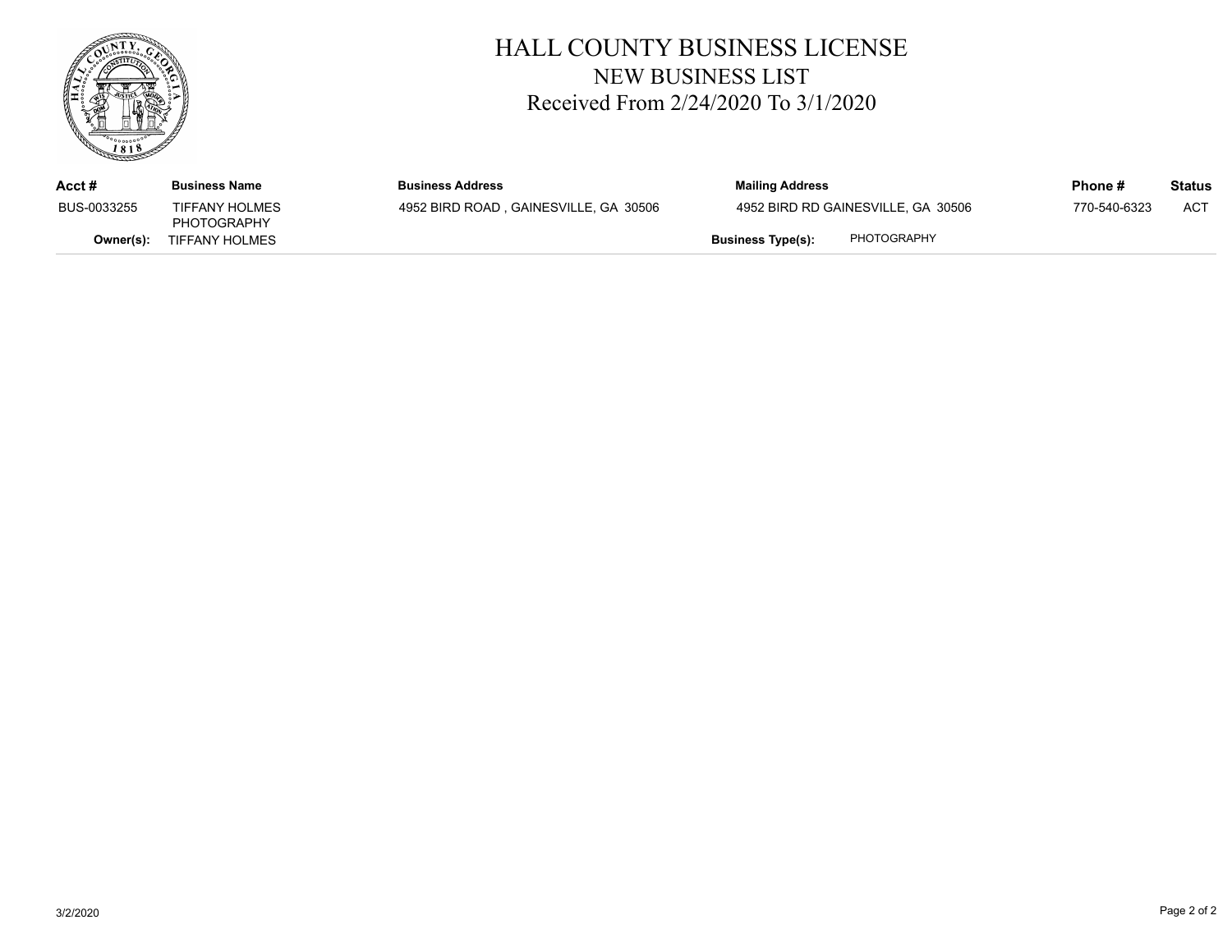# HALL COUNTY BUSINESS LICENSE

## NEW BUSINESS LIST

## Received From 2/24/2020 To 3/1/2020

| Acct # | Business Name | Business Address | Mailing Address | Phone # | Status |
| --- | --- | --- | --- | --- | --- |
| BUS-0033255 | TIFFANY HOLMES PHOTOGRAPHY | 4952 BIRD ROAD , GAINESVILLE, GA 30506 | 4952 BIRD RD GAINESVILLE, GA 30506 | 770-540-6323 | ACT |
| **Owner(s):** | TIFFANY HOLMES | | **Business Type(s):** PHOTOGRAPHY | | |

3/2/2020